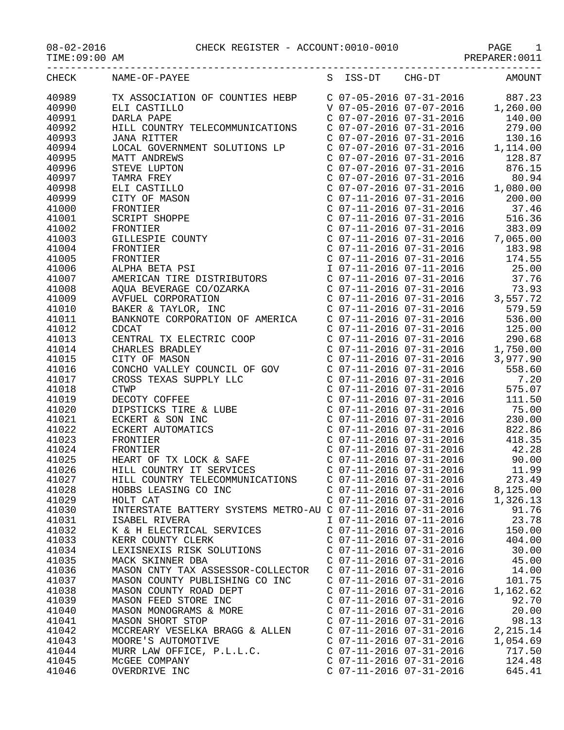CHECK REGISTER - ACCOUNT:0010-0010

08-02-2016
TIME:09:00 AM

PREPARER:0011

| CHECK | NAME-OF-PAYEE | S | ISS-DT | CHG-DT | AMOUNT |
|---|---|---|---|---|---|
| 40989 | TX ASSOCIATION OF COUNTIES HEBP | C | 07-05-2016 | 07-31-2016 | 887.23 |
| 40990 | ELI CASTILLO | V | 07-05-2016 | 07-07-2016 | 1,260.00 |
| 40991 | DARLA PAPE | C | 07-07-2016 | 07-31-2016 | 140.00 |
| 40992 | HILL COUNTRY TELECOMMUNICATIONS | C | 07-07-2016 | 07-31-2016 | 279.00 |
| 40993 | JANA RITTER | C | 07-07-2016 | 07-31-2016 | 130.16 |
| 40994 | LOCAL GOVERNMENT SOLUTIONS LP | C | 07-07-2016 | 07-31-2016 | 1,114.00 |
| 40995 | MATT ANDREWS | C | 07-07-2016 | 07-31-2016 | 128.87 |
| 40996 | STEVE LUPTON | C | 07-07-2016 | 07-31-2016 | 876.15 |
| 40997 | TAMRA FREY | C | 07-07-2016 | 07-31-2016 | 80.94 |
| 40998 | ELI CASTILLO | C | 07-07-2016 | 07-31-2016 | 1,080.00 |
| 40999 | CITY OF MASON | C | 07-11-2016 | 07-31-2016 | 200.00 |
| 41000 | FRONTIER | C | 07-11-2016 | 07-31-2016 | 37.46 |
| 41001 | SCRIPT SHOPPE | C | 07-11-2016 | 07-31-2016 | 516.36 |
| 41002 | FRONTIER | C | 07-11-2016 | 07-31-2016 | 383.09 |
| 41003 | GILLESPIE COUNTY | C | 07-11-2016 | 07-31-2016 | 7,065.00 |
| 41004 | FRONTIER | C | 07-11-2016 | 07-31-2016 | 183.98 |
| 41005 | FRONTIER | C | 07-11-2016 | 07-31-2016 | 174.55 |
| 41006 | ALPHA BETA PSI | I | 07-11-2016 | 07-11-2016 | 25.00 |
| 41007 | AMERICAN TIRE DISTRIBUTORS | C | 07-11-2016 | 07-31-2016 | 37.76 |
| 41008 | AQUA BEVERAGE CO/OZARKA | C | 07-11-2016 | 07-31-2016 | 73.93 |
| 41009 | AVFUEL CORPORATION | C | 07-11-2016 | 07-31-2016 | 3,557.72 |
| 41010 | BAKER & TAYLOR, INC | C | 07-11-2016 | 07-31-2016 | 579.59 |
| 41011 | BANKNOTE CORPORATION OF AMERICA | C | 07-11-2016 | 07-31-2016 | 536.00 |
| 41012 | CDCAT | C | 07-11-2016 | 07-31-2016 | 125.00 |
| 41013 | CENTRAL TX ELECTRIC COOP | C | 07-11-2016 | 07-31-2016 | 290.68 |
| 41014 | CHARLES BRADLEY | C | 07-11-2016 | 07-31-2016 | 1,750.00 |
| 41015 | CITY OF MASON | C | 07-11-2016 | 07-31-2016 | 3,977.90 |
| 41016 | CONCHO VALLEY COUNCIL OF GOV | C | 07-11-2016 | 07-31-2016 | 558.60 |
| 41017 | CROSS TEXAS SUPPLY LLC | C | 07-11-2016 | 07-31-2016 | 7.20 |
| 41018 | CTWP | C | 07-11-2016 | 07-31-2016 | 575.07 |
| 41019 | DECOTY COFFEE | C | 07-11-2016 | 07-31-2016 | 111.50 |
| 41020 | DIPSTICKS TIRE & LUBE | C | 07-11-2016 | 07-31-2016 | 75.00 |
| 41021 | ECKERT & SON INC | C | 07-11-2016 | 07-31-2016 | 230.00 |
| 41022 | ECKERT AUTOMATICS | C | 07-11-2016 | 07-31-2016 | 822.86 |
| 41023 | FRONTIER | C | 07-11-2016 | 07-31-2016 | 418.35 |
| 41024 | FRONTIER | C | 07-11-2016 | 07-31-2016 | 42.28 |
| 41025 | HEART OF TX LOCK & SAFE | C | 07-11-2016 | 07-31-2016 | 90.00 |
| 41026 | HILL COUNTRY IT SERVICES | C | 07-11-2016 | 07-31-2016 | 11.99 |
| 41027 | HILL COUNTRY TELECOMMUNICATIONS | C | 07-11-2016 | 07-31-2016 | 273.49 |
| 41028 | HOBBS LEASING CO INC | C | 07-11-2016 | 07-31-2016 | 8,125.00 |
| 41029 | HOLT CAT | C | 07-11-2016 | 07-31-2016 | 1,326.13 |
| 41030 | INTERSTATE BATTERY SYSTEMS METRO-AU | C | 07-11-2016 | 07-31-2016 | 91.76 |
| 41031 | ISABEL RIVERA | I | 07-11-2016 | 07-11-2016 | 23.78 |
| 41032 | K & H ELECTRICAL SERVICES | C | 07-11-2016 | 07-31-2016 | 150.00 |
| 41033 | KERR COUNTY CLERK | C | 07-11-2016 | 07-31-2016 | 404.00 |
| 41034 | LEXISNEXIS RISK SOLUTIONS | C | 07-11-2016 | 07-31-2016 | 30.00 |
| 41035 | MACK SKINNER DBA | C | 07-11-2016 | 07-31-2016 | 45.00 |
| 41036 | MASON CNTY TAX ASSESSOR-COLLECTOR | C | 07-11-2016 | 07-31-2016 | 14.00 |
| 41037 | MASON COUNTY PUBLISHING CO INC | C | 07-11-2016 | 07-31-2016 | 101.75 |
| 41038 | MASON COUNTY ROAD DEPT | C | 07-11-2016 | 07-31-2016 | 1,162.62 |
| 41039 | MASON FEED STORE INC | C | 07-11-2016 | 07-31-2016 | 92.70 |
| 41040 | MASON MONOGRAMS & MORE | C | 07-11-2016 | 07-31-2016 | 20.00 |
| 41041 | MASON SHORT STOP | C | 07-11-2016 | 07-31-2016 | 98.13 |
| 41042 | MCCREARY VESELKA BRAGG & ALLEN | C | 07-11-2016 | 07-31-2016 | 2,215.14 |
| 41043 | MOORE'S AUTOMOTIVE | C | 07-11-2016 | 07-31-2016 | 1,054.69 |
| 41044 | MURR LAW OFFICE, P.L.L.C. | C | 07-11-2016 | 07-31-2016 | 717.50 |
| 41045 | McGEE COMPANY | C | 07-11-2016 | 07-31-2016 | 124.48 |
| 41046 | OVERDRIVE INC | C | 07-11-2016 | 07-31-2016 | 645.41 |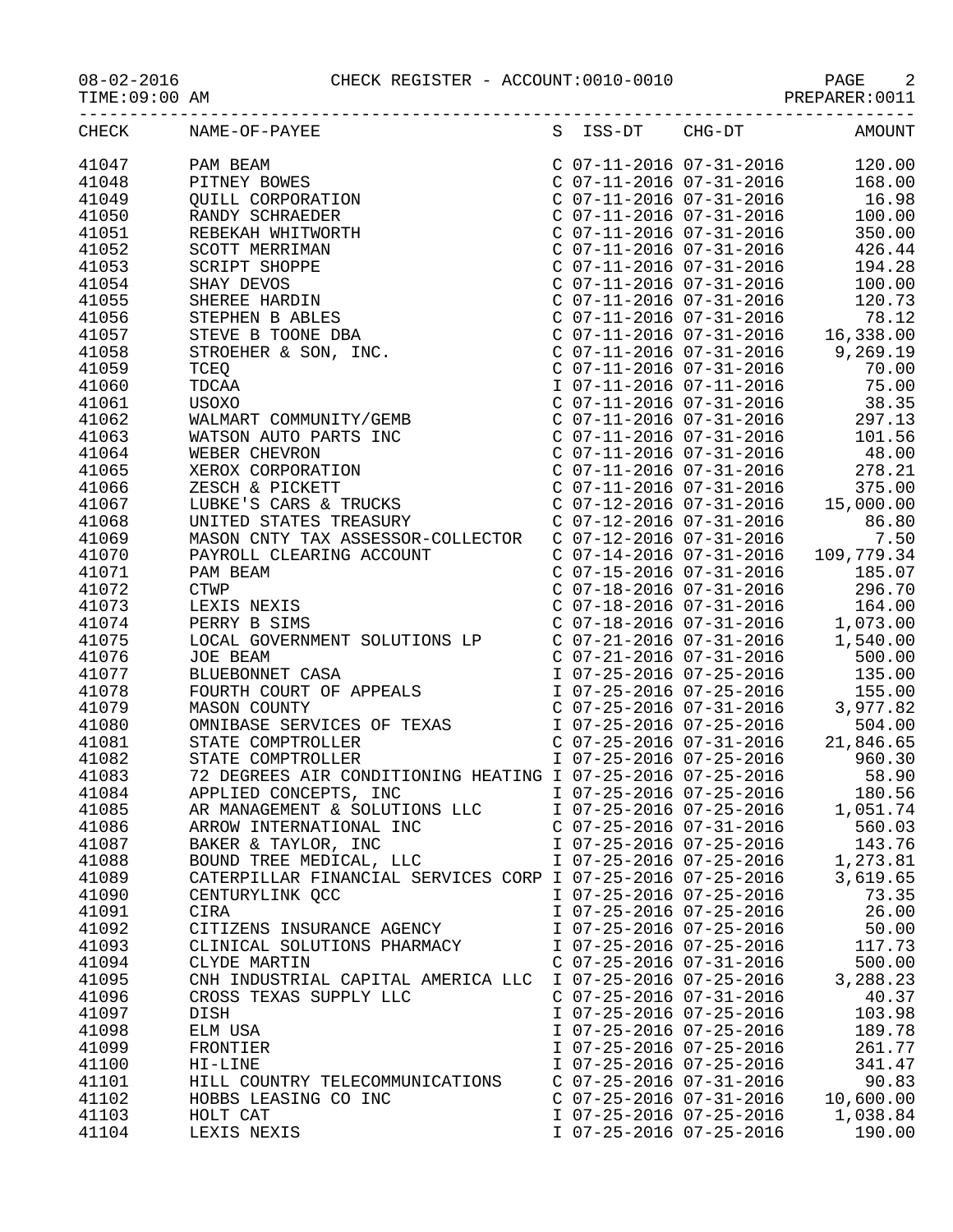08-02-2016 CHECK REGISTER - ACCOUNT:0010-0010

TIME:09:00 AM PREPARER:0011

| CHECK | NAME-OF-PAYEE | S | ISS-DT | CHG-DT | AMOUNT |
|---|---|---|---|---|---|
| 41047 | PAM BEAM | C | 07-11-2016 | 07-31-2016 | 120.00 |
| 41048 | PITNEY BOWES | C | 07-11-2016 | 07-31-2016 | 168.00 |
| 41049 | QUILL CORPORATION | C | 07-11-2016 | 07-31-2016 | 16.98 |
| 41050 | RANDY SCHRAEDER | C | 07-11-2016 | 07-31-2016 | 100.00 |
| 41051 | REBEKAH WHITWORTH | C | 07-11-2016 | 07-31-2016 | 350.00 |
| 41052 | SCOTT MERRIMAN | C | 07-11-2016 | 07-31-2016 | 426.44 |
| 41053 | SCRIPT SHOPPE | C | 07-11-2016 | 07-31-2016 | 194.28 |
| 41054 | SHAY DEVOS | C | 07-11-2016 | 07-31-2016 | 100.00 |
| 41055 | SHEREE HARDIN | C | 07-11-2016 | 07-31-2016 | 120.73 |
| 41056 | STEPHEN B ABLES | C | 07-11-2016 | 07-31-2016 | 78.12 |
| 41057 | STEVE B TOONE DBA | C | 07-11-2016 | 07-31-2016 | 16,338.00 |
| 41058 | STROEHER & SON, INC. | C | 07-11-2016 | 07-31-2016 | 9,269.19 |
| 41059 | TCEQ | C | 07-11-2016 | 07-31-2016 | 70.00 |
| 41060 | TDCAA | I | 07-11-2016 | 07-11-2016 | 75.00 |
| 41061 | USOXO | C | 07-11-2016 | 07-31-2016 | 38.35 |
| 41062 | WALMART COMMUNITY/GEMB | C | 07-11-2016 | 07-31-2016 | 297.13 |
| 41063 | WATSON AUTO PARTS INC | C | 07-11-2016 | 07-31-2016 | 101.56 |
| 41064 | WEBER CHEVRON | C | 07-11-2016 | 07-31-2016 | 48.00 |
| 41065 | XEROX CORPORATION | C | 07-11-2016 | 07-31-2016 | 278.21 |
| 41066 | ZESCH & PICKETT | C | 07-11-2016 | 07-31-2016 | 375.00 |
| 41067 | LUBKE'S CARS & TRUCKS | C | 07-12-2016 | 07-31-2016 | 15,000.00 |
| 41068 | UNITED STATES TREASURY | C | 07-12-2016 | 07-31-2016 | 86.80 |
| 41069 | MASON CNTY TAX ASSESSOR-COLLECTOR | C | 07-12-2016 | 07-31-2016 | 7.50 |
| 41070 | PAYROLL CLEARING ACCOUNT | C | 07-14-2016 | 07-31-2016 | 109,779.34 |
| 41071 | PAM BEAM | C | 07-15-2016 | 07-31-2016 | 185.07 |
| 41072 | CTWP | C | 07-18-2016 | 07-31-2016 | 296.70 |
| 41073 | LEXIS NEXIS | C | 07-18-2016 | 07-31-2016 | 164.00 |
| 41074 | PERRY B SIMS | C | 07-18-2016 | 07-31-2016 | 1,073.00 |
| 41075 | LOCAL GOVERNMENT SOLUTIONS LP | C | 07-21-2016 | 07-31-2016 | 1,540.00 |
| 41076 | JOE BEAM | C | 07-21-2016 | 07-31-2016 | 500.00 |
| 41077 | BLUEBONNET CASA | I | 07-25-2016 | 07-25-2016 | 135.00 |
| 41078 | FOURTH COURT OF APPEALS | I | 07-25-2016 | 07-25-2016 | 155.00 |
| 41079 | MASON COUNTY | C | 07-25-2016 | 07-31-2016 | 3,977.82 |
| 41080 | OMNIBASE SERVICES OF TEXAS | I | 07-25-2016 | 07-25-2016 | 504.00 |
| 41081 | STATE COMPTROLLER | C | 07-25-2016 | 07-31-2016 | 21,846.65 |
| 41082 | STATE COMPTROLLER | I | 07-25-2016 | 07-25-2016 | 960.30 |
| 41083 | 72 DEGREES AIR CONDITIONING HEATING | I | 07-25-2016 | 07-25-2016 | 58.90 |
| 41084 | APPLIED CONCEPTS, INC | I | 07-25-2016 | 07-25-2016 | 180.56 |
| 41085 | AR MANAGEMENT & SOLUTIONS LLC | I | 07-25-2016 | 07-25-2016 | 1,051.74 |
| 41086 | ARROW INTERNATIONAL INC | C | 07-25-2016 | 07-31-2016 | 560.03 |
| 41087 | BAKER & TAYLOR, INC | I | 07-25-2016 | 07-25-2016 | 143.76 |
| 41088 | BOUND TREE MEDICAL, LLC | I | 07-25-2016 | 07-25-2016 | 1,273.81 |
| 41089 | CATERPILLAR FINANCIAL SERVICES CORP | I | 07-25-2016 | 07-25-2016 | 3,619.65 |
| 41090 | CENTURYLINK QCC | I | 07-25-2016 | 07-25-2016 | 73.35 |
| 41091 | CIRA | I | 07-25-2016 | 07-25-2016 | 26.00 |
| 41092 | CITIZENS INSURANCE AGENCY | I | 07-25-2016 | 07-25-2016 | 50.00 |
| 41093 | CLINICAL SOLUTIONS PHARMACY | I | 07-25-2016 | 07-25-2016 | 117.73 |
| 41094 | CLYDE MARTIN | C | 07-25-2016 | 07-31-2016 | 500.00 |
| 41095 | CNH INDUSTRIAL CAPITAL AMERICA LLC | I | 07-25-2016 | 07-25-2016 | 3,288.23 |
| 41096 | CROSS TEXAS SUPPLY LLC | C | 07-25-2016 | 07-31-2016 | 40.37 |
| 41097 | DISH | I | 07-25-2016 | 07-25-2016 | 103.98 |
| 41098 | ELM USA | I | 07-25-2016 | 07-25-2016 | 189.78 |
| 41099 | FRONTIER | I | 07-25-2016 | 07-25-2016 | 261.77 |
| 41100 | HI-LINE | I | 07-25-2016 | 07-25-2016 | 341.47 |
| 41101 | HILL COUNTRY TELECOMMUNICATIONS | C | 07-25-2016 | 07-31-2016 | 90.83 |
| 41102 | HOBBS LEASING CO INC | C | 07-25-2016 | 07-31-2016 | 10,600.00 |
| 41103 | HOLT CAT | I | 07-25-2016 | 07-25-2016 | 1,038.84 |
| 41104 | LEXIS NEXIS | I | 07-25-2016 | 07-25-2016 | 190.00 |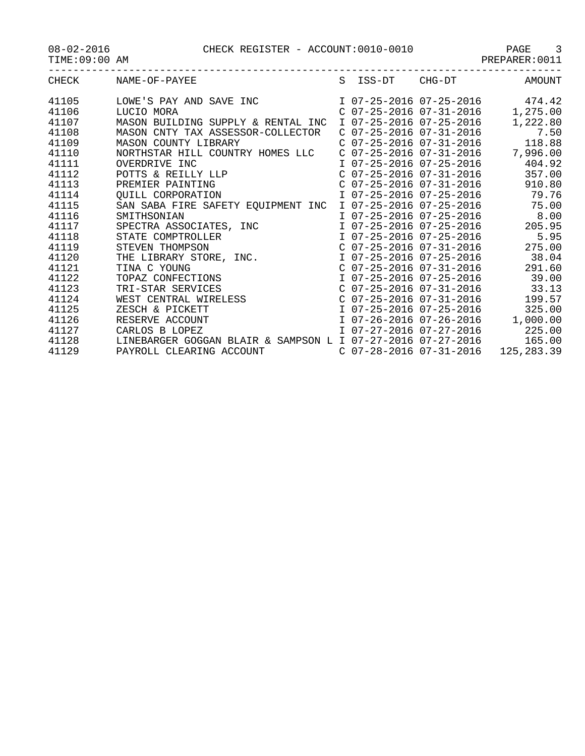08-02-2016 CHECK REGISTER - ACCOUNT:0010-0010

TIME:09:00 AM PREPARER:0011

| CHECK | NAME-OF-PAYEE | S | ISS-DT | CHG-DT | AMOUNT |
|---|---|---|---|---|---|
| 41105 | LOWE'S PAY AND SAVE INC | I | 07-25-2016 | 07-25-2016 | 474.42 |
| 41106 | LUCIO MORA | C | 07-25-2016 | 07-31-2016 | 1,275.00 |
| 41107 | MASON BUILDING SUPPLY & RENTAL INC | I | 07-25-2016 | 07-25-2016 | 1,222.80 |
| 41108 | MASON CNTY TAX ASSESSOR-COLLECTOR | C | 07-25-2016 | 07-31-2016 | 7.50 |
| 41109 | MASON COUNTY LIBRARY | C | 07-25-2016 | 07-31-2016 | 118.88 |
| 41110 | NORTHSTAR HILL COUNTRY HOMES LLC | C | 07-25-2016 | 07-31-2016 | 7,996.00 |
| 41111 | OVERDRIVE INC | I | 07-25-2016 | 07-25-2016 | 404.92 |
| 41112 | POTTS & REILLY LLP | C | 07-25-2016 | 07-31-2016 | 357.00 |
| 41113 | PREMIER PAINTING | C | 07-25-2016 | 07-31-2016 | 910.80 |
| 41114 | QUILL CORPORATION | I | 07-25-2016 | 07-25-2016 | 79.76 |
| 41115 | SAN SABA FIRE SAFETY EQUIPMENT INC | I | 07-25-2016 | 07-25-2016 | 75.00 |
| 41116 | SMITHSONIAN | I | 07-25-2016 | 07-25-2016 | 8.00 |
| 41117 | SPECTRA ASSOCIATES, INC | I | 07-25-2016 | 07-25-2016 | 205.95 |
| 41118 | STATE COMPTROLLER | I | 07-25-2016 | 07-25-2016 | 5.95 |
| 41119 | STEVEN THOMPSON | C | 07-25-2016 | 07-31-2016 | 275.00 |
| 41120 | THE LIBRARY STORE, INC. | I | 07-25-2016 | 07-25-2016 | 38.04 |
| 41121 | TINA C YOUNG | C | 07-25-2016 | 07-31-2016 | 291.60 |
| 41122 | TOPAZ CONFECTIONS | I | 07-25-2016 | 07-25-2016 | 39.00 |
| 41123 | TRI-STAR SERVICES | C | 07-25-2016 | 07-31-2016 | 33.13 |
| 41124 | WEST CENTRAL WIRELESS | C | 07-25-2016 | 07-31-2016 | 199.57 |
| 41125 | ZESCH & PICKETT | I | 07-25-2016 | 07-25-2016 | 325.00 |
| 41126 | RESERVE ACCOUNT | I | 07-26-2016 | 07-26-2016 | 1,000.00 |
| 41127 | CARLOS B LOPEZ | I | 07-27-2016 | 07-27-2016 | 225.00 |
| 41128 | LINEBARGER GOGGAN BLAIR & SAMPSON L | I | 07-27-2016 | 07-27-2016 | 165.00 |
| 41129 | PAYROLL CLEARING ACCOUNT | C | 07-28-2016 | 07-31-2016 | 125,283.39 |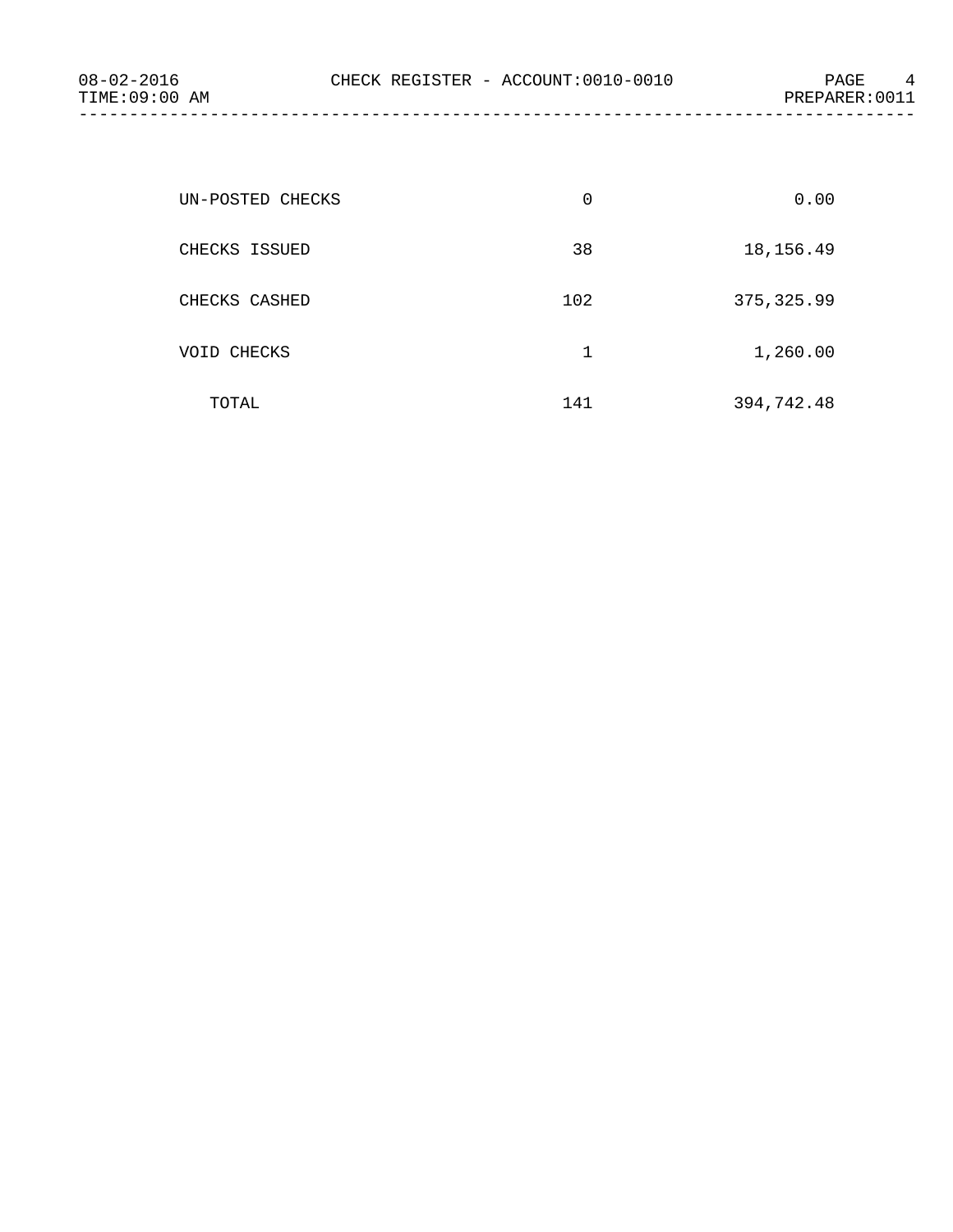08-02-2016 CHECK REGISTER - ACCOUNT:0010-0010 PAGE 4
TIME:09:00 AM PREPARER:0011

| | | |
|---|---|---|
| UN-POSTED CHECKS | 0 | 0.00 |
| CHECKS ISSUED | 38 | 18,156.49 |
| CHECKS CASHED | 102 | 375,325.99 |
| VOID CHECKS | 1 | 1,260.00 |
| TOTAL | 141 | 394,742.48 |